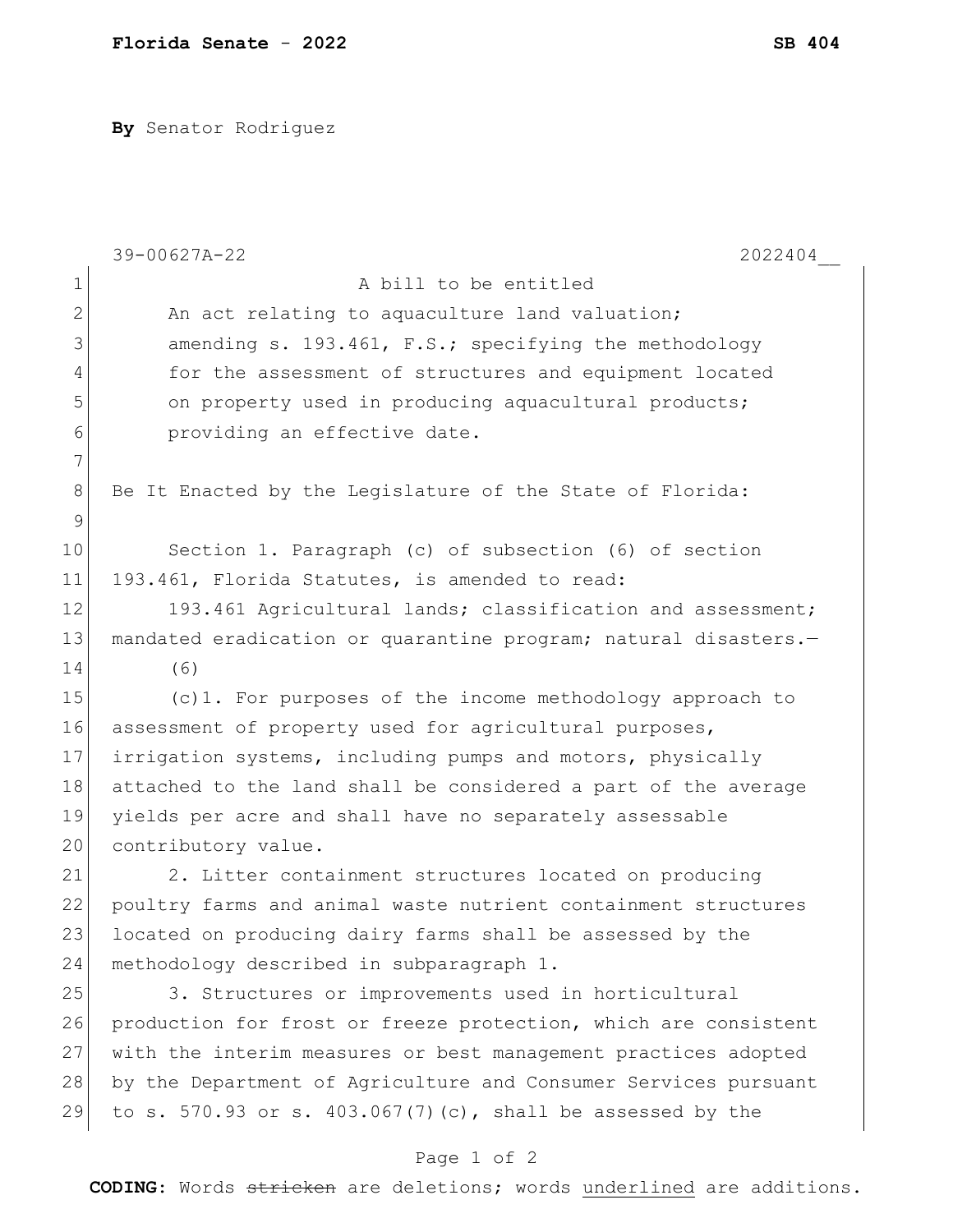**By** Senator Rodriguez

39-00627A-22 2022404__

A bill to be entitled

An act relating to aquaculture land valuation; amending s. 193.461, F.S.; specifying the methodology for the assessment of structures and equipment located on property used in producing aquacultural products; providing an effective date.

Be It Enacted by the Legislature of the State of Florida:

Section 1. Paragraph (c) of subsection (6) of section 193.461, Florida Statutes, is amended to read:

193.461 Agricultural lands; classification and assessment; mandated eradication or quarantine program; natural disasters.—

(6)

(c)1. For purposes of the income methodology approach to assessment of property used for agricultural purposes, irrigation systems, including pumps and motors, physically attached to the land shall be considered a part of the average yields per acre and shall have no separately assessable contributory value.

2. Litter containment structures located on producing poultry farms and animal waste nutrient containment structures located on producing dairy farms shall be assessed by the methodology described in subparagraph 1.

3. Structures or improvements used in horticultural production for frost or freeze protection, which are consistent with the interim measures or best management practices adopted by the Department of Agriculture and Consumer Services pursuant to s. 570.93 or s. 403.067(7)(c), shall be assessed by the

**CODING:** Words ~~stricken~~ are deletions; words <u>underlined</u> are additions.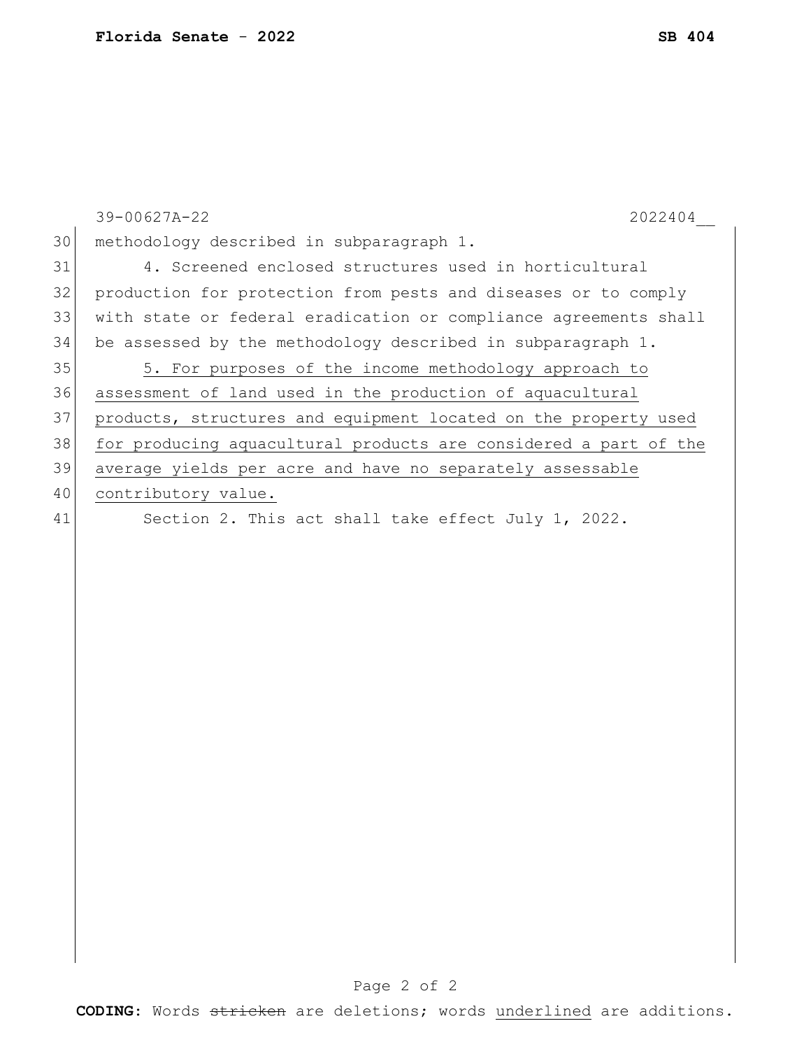39-00627A-22 2022404__

30 methodology described in subparagraph 1.

31 4. Screened enclosed structures used in horticultural

32 production for protection from pests and diseases or to comply

33 with state or federal eradication or compliance agreements shall

34 be assessed by the methodology described in subparagraph 1.

35 <u>5. For purposes of the income methodology approach to</u>

36 <u>assessment of land used in the production of aquacultural</u>

37 <u>products, structures and equipment located on the property used</u>

38 <u>for producing aquacultural products are considered a part of the</u>

39 <u>average yields per acre and have no separately assessable</u>

40 <u>contributory value.</u>

41 Section 2. This act shall take effect July 1, 2022.

**CODING:** Words ~~stricken~~ are deletions; words <u>underlined</u> are additions.